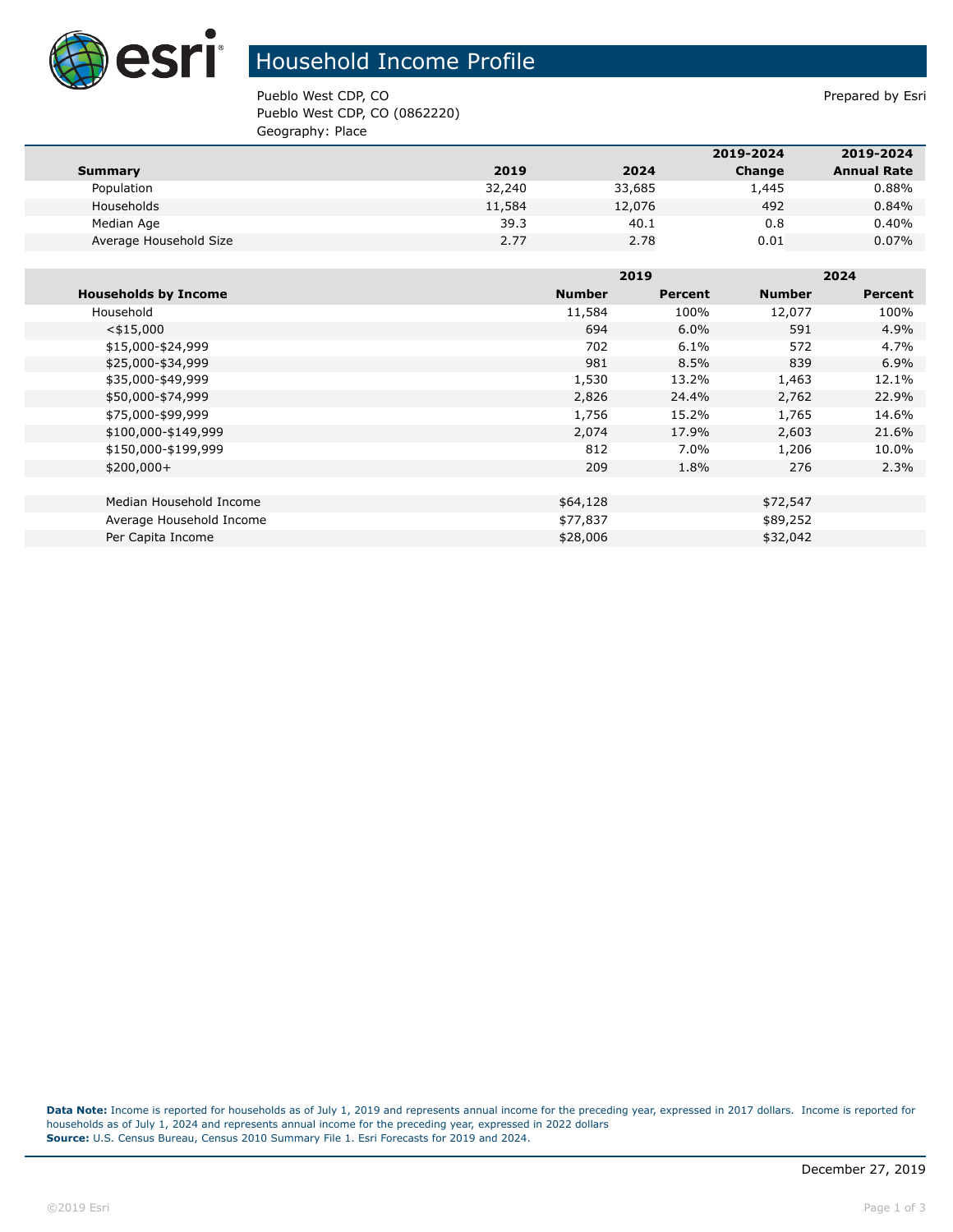# Household Income Profile

Pueblo West CDP, CO
Pueblo West CDP, CO (0862220)
Geography: Place

Prepared by Esri

| Summary | 2019 | 2024 | 2019-2024 Change | 2019-2024 Annual Rate |
|---|---|---|---|---|
| Population | 32,240 | 33,685 | 1,445 | 0.88% |
| Households | 11,584 | 12,076 | 492 | 0.84% |
| Median Age | 39.3 | 40.1 | 0.8 | 0.40% |
| Average Household Size | 2.77 | 2.78 | 0.01 | 0.07% |

| Households by Income | 2019 | | 2024 | |
|---|---|---|---|---|
| | Number | Percent | Number | Percent |
| Household | 11,584 | 100% | 12,077 | 100% |
| <$15,000 | 694 | 6.0% | 591 | 4.9% |
| $15,000-$24,999 | 702 | 6.1% | 572 | 4.7% |
| $25,000-$34,999 | 981 | 8.5% | 839 | 6.9% |
| $35,000-$49,999 | 1,530 | 13.2% | 1,463 | 12.1% |
| $50,000-$74,999 | 2,826 | 24.4% | 2,762 | 22.9% |
| $75,000-$99,999 | 1,756 | 15.2% | 1,765 | 14.6% |
| $100,000-$149,999 | 2,074 | 17.9% | 2,603 | 21.6% |
| $150,000-$199,999 | 812 | 7.0% | 1,206 | 10.0% |
| $200,000+ | 209 | 1.8% | 276 | 2.3% |
| | | | | |
| Median Household Income | $64,128 | | $72,547 | |
| Average Household Income | $77,837 | | $89,252 | |
| Per Capita Income | $28,006 | | $32,042 | |

**Data Note:** Income is reported for households as of July 1, 2019 and represents annual income for the preceding year, expressed in 2017 dollars. Income is reported for households as of July 1, 2024 and represents annual income for the preceding year, expressed in 2022 dollars
**Source:** U.S. Census Bureau, Census 2010 Summary File 1. Esri Forecasts for 2019 and 2024.

December 27, 2019

©2019 Esri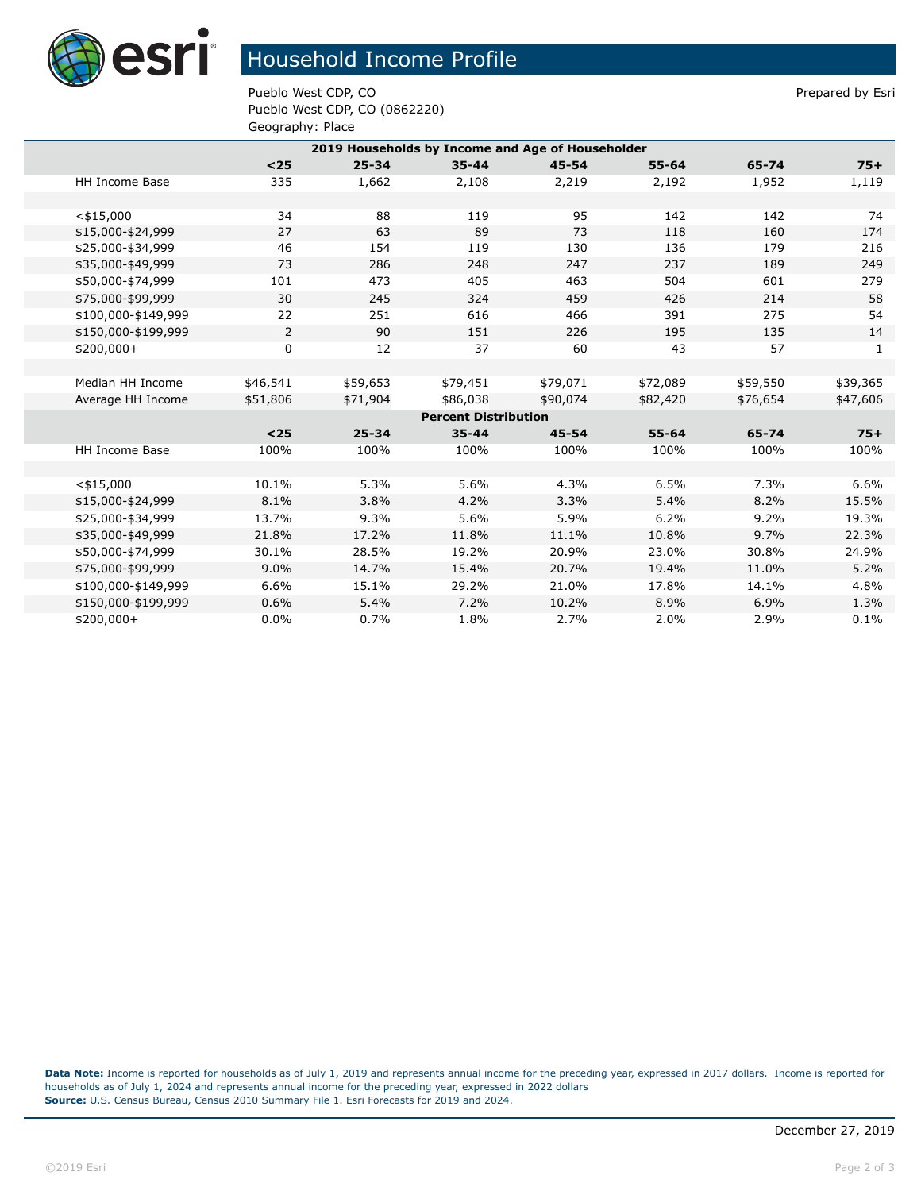# Household Income Profile

Pueblo West CDP, CO
Pueblo West CDP, CO (0862220)
Geography: Place

Prepared by Esri

| 2019 Households by Income and Age of Householder | | | | | | | |
|---|---|---|---|---|---|---|---|
| | **<25** | **25-34** | **35-44** | **45-54** | **55-64** | **65-74** | **75+** |
| HH Income Base | 335 | 1,662 | 2,108 | 2,219 | 2,192 | 1,952 | 1,119 |
| | | | | | | | |
| <$15,000 | 34 | 88 | 119 | 95 | 142 | 142 | 74 |
| $15,000-$24,999 | 27 | 63 | 89 | 73 | 118 | 160 | 174 |
| $25,000-$34,999 | 46 | 154 | 119 | 130 | 136 | 179 | 216 |
| $35,000-$49,999 | 73 | 286 | 248 | 247 | 237 | 189 | 249 |
| $50,000-$74,999 | 101 | 473 | 405 | 463 | 504 | 601 | 279 |
| $75,000-$99,999 | 30 | 245 | 324 | 459 | 426 | 214 | 58 |
| $100,000-$149,999 | 22 | 251 | 616 | 466 | 391 | 275 | 54 |
| $150,000-$199,999 | 2 | 90 | 151 | 226 | 195 | 135 | 14 |
| $200,000+ | 0 | 12 | 37 | 60 | 43 | 57 | 1 |
| | | | | | | | |
| Median HH Income | $46,541 | $59,653 | $79,451 | $79,071 | $72,089 | $59,550 | $39,365 |
| Average HH Income | $51,806 | $71,904 | $86,038 | $90,074 | $82,420 | $76,654 | $47,606 |
| **Percent Distribution** | | | | | | | |
| | **<25** | **25-34** | **35-44** | **45-54** | **55-64** | **65-74** | **75+** |
| HH Income Base | 100% | 100% | 100% | 100% | 100% | 100% | 100% |
| | | | | | | | |
| <$15,000 | 10.1% | 5.3% | 5.6% | 4.3% | 6.5% | 7.3% | 6.6% |
| $15,000-$24,999 | 8.1% | 3.8% | 4.2% | 3.3% | 5.4% | 8.2% | 15.5% |
| $25,000-$34,999 | 13.7% | 9.3% | 5.6% | 5.9% | 6.2% | 9.2% | 19.3% |
| $35,000-$49,999 | 21.8% | 17.2% | 11.8% | 11.1% | 10.8% | 9.7% | 22.3% |
| $50,000-$74,999 | 30.1% | 28.5% | 19.2% | 20.9% | 23.0% | 30.8% | 24.9% |
| $75,000-$99,999 | 9.0% | 14.7% | 15.4% | 20.7% | 19.4% | 11.0% | 5.2% |
| $100,000-$149,999 | 6.6% | 15.1% | 29.2% | 21.0% | 17.8% | 14.1% | 4.8% |
| $150,000-$199,999 | 0.6% | 5.4% | 7.2% | 10.2% | 8.9% | 6.9% | 1.3% |
| $200,000+ | 0.0% | 0.7% | 1.8% | 2.7% | 2.0% | 2.9% | 0.1% |

**Data Note:** Income is reported for households as of July 1, 2019 and represents annual income for the preceding year, expressed in 2017 dollars. Income is reported for households as of July 1, 2024 and represents annual income for the preceding year, expressed in 2022 dollars
**Source:** U.S. Census Bureau, Census 2010 Summary File 1. Esri Forecasts for 2019 and 2024.

December 27, 2019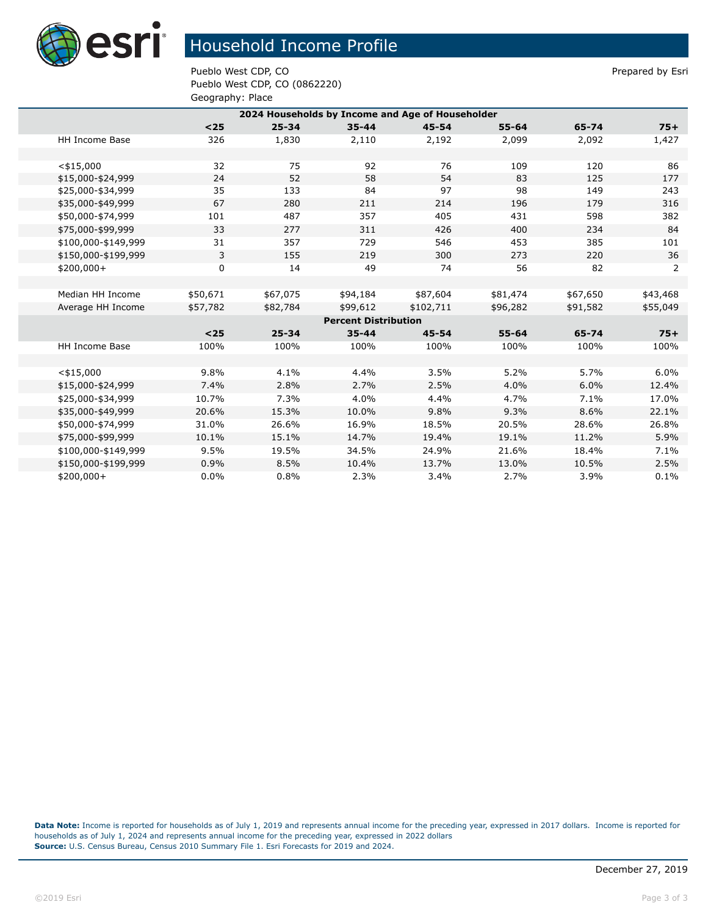# Household Income Profile

Pueblo West CDP, CO
Pueblo West CDP, CO (0862220)
Geography: Place

Prepared by Esri

| 2024 Households by Income and Age of Householder | | | | | | | |
|---|---|---|---|---|---|---|---|
| | **<25** | **25-34** | **35-44** | **45-54** | **55-64** | **65-74** | **75+** |
| HH Income Base | 326 | 1,830 | 2,110 | 2,192 | 2,099 | 2,092 | 1,427 |
| | | | | | | | |
| <$15,000 | 32 | 75 | 92 | 76 | 109 | 120 | 86 |
| $15,000-$24,999 | 24 | 52 | 58 | 54 | 83 | 125 | 177 |
| $25,000-$34,999 | 35 | 133 | 84 | 97 | 98 | 149 | 243 |
| $35,000-$49,999 | 67 | 280 | 211 | 214 | 196 | 179 | 316 |
| $50,000-$74,999 | 101 | 487 | 357 | 405 | 431 | 598 | 382 |
| $75,000-$99,999 | 33 | 277 | 311 | 426 | 400 | 234 | 84 |
| $100,000-$149,999 | 31 | 357 | 729 | 546 | 453 | 385 | 101 |
| $150,000-$199,999 | 3 | 155 | 219 | 300 | 273 | 220 | 36 |
| $200,000+ | 0 | 14 | 49 | 74 | 56 | 82 | 2 |
| | | | | | | | |
| Median HH Income | $50,671 | $67,075 | $94,184 | $87,604 | $81,474 | $67,650 | $43,468 |
| Average HH Income | $57,782 | $82,784 | $99,612 | $102,711 | $96,282 | $91,582 | $55,049 |
| **Percent Distribution** | | | | | | | |
| | **<25** | **25-34** | **35-44** | **45-54** | **55-64** | **65-74** | **75+** |
| HH Income Base | 100% | 100% | 100% | 100% | 100% | 100% | 100% |
| | | | | | | | |
| <$15,000 | 9.8% | 4.1% | 4.4% | 3.5% | 5.2% | 5.7% | 6.0% |
| $15,000-$24,999 | 7.4% | 2.8% | 2.7% | 2.5% | 4.0% | 6.0% | 12.4% |
| $25,000-$34,999 | 10.7% | 7.3% | 4.0% | 4.4% | 4.7% | 7.1% | 17.0% |
| $35,000-$49,999 | 20.6% | 15.3% | 10.0% | 9.8% | 9.3% | 8.6% | 22.1% |
| $50,000-$74,999 | 31.0% | 26.6% | 16.9% | 18.5% | 20.5% | 28.6% | 26.8% |
| $75,000-$99,999 | 10.1% | 15.1% | 14.7% | 19.4% | 19.1% | 11.2% | 5.9% |
| $100,000-$149,999 | 9.5% | 19.5% | 34.5% | 24.9% | 21.6% | 18.4% | 7.1% |
| $150,000-$199,999 | 0.9% | 8.5% | 10.4% | 13.7% | 13.0% | 10.5% | 2.5% |
| $200,000+ | 0.0% | 0.8% | 2.3% | 3.4% | 2.7% | 3.9% | 0.1% |

**Data Note:** Income is reported for households as of July 1, 2019 and represents annual income for the preceding year, expressed in 2017 dollars. Income is reported for households as of July 1, 2024 and represents annual income for the preceding year, expressed in 2022 dollars
**Source:** U.S. Census Bureau, Census 2010 Summary File 1. Esri Forecasts for 2019 and 2024.

December 27, 2019